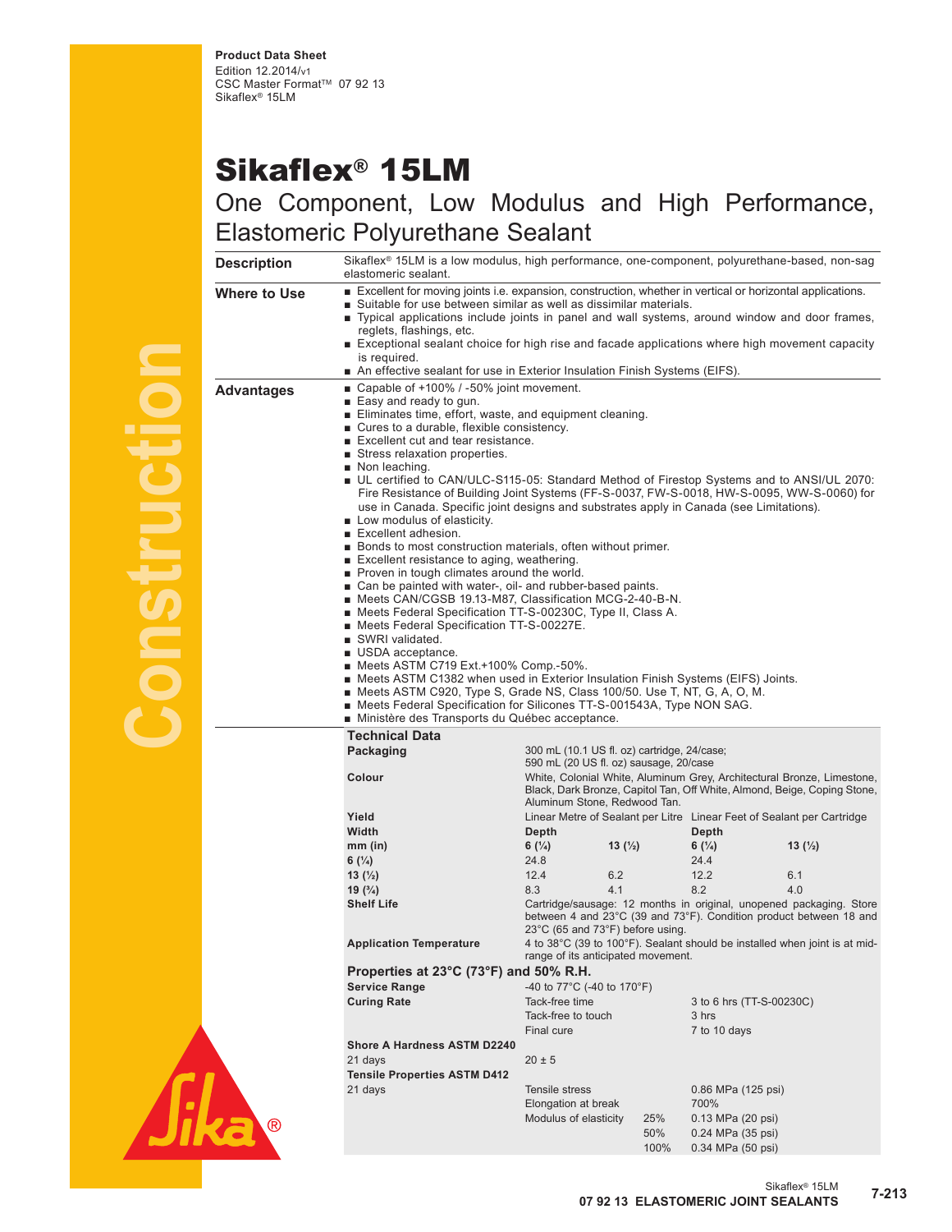**Product Data Sheet**
Edition 12.2014/v1
CSC Master Format™ 07 92 13
Sikaflex® 15LM

# Sikaflex® 15LM

## One Component, Low Modulus and High Performance, Elastomeric Polyurethane Sealant

### Description

Sikaflex® 15LM is a low modulus, high performance, one-component, polyurethane-based, non-sag elastomeric sealant.

### Where to Use

- Excellent for moving joints i.e. expansion, construction, whether in vertical or horizontal applications.
- Suitable for use between similar as well as dissimilar materials.
- Typical applications include joints in panel and wall systems, around window and door frames, reglets, flashings, etc.
- Exceptional sealant choice for high rise and facade applications where high movement capacity is required.
- An effective sealant for use in Exterior Insulation Finish Systems (EIFS).

### Advantages

- Capable of +100% / -50% joint movement.
- Easy and ready to gun.
- Eliminates time, effort, waste, and equipment cleaning.
- Cures to a durable, flexible consistency.
- Excellent cut and tear resistance.
- Stress relaxation properties.
- Non leaching.
- UL certified to CAN/ULC-S115-05: Standard Method of Firestop Systems and to ANSI/UL 2070: Fire Resistance of Building Joint Systems (FF-S-0037, FW-S-0018, HW-S-0095, WW-S-0060) for use in Canada. Specific joint designs and substrates apply in Canada (see Limitations).
- Low modulus of elasticity.
- Excellent adhesion.
- Bonds to most construction materials, often without primer.
- Excellent resistance to aging, weathering.
- Proven in tough climates around the world.
- Can be painted with water-, oil- and rubber-based paints.
- Meets CAN/CGSB 19.13-M87, Classification MCG-2-40-B-N.
- Meets Federal Specification TT-S-00230C, Type II, Class A.
- Meets Federal Specification TT-S-00227E.
- SWRI validated.
- USDA acceptance.
- Meets ASTM C719 Ext.+100% Comp.-50%.
- Meets ASTM C1382 when used in Exterior Insulation Finish Systems (EIFS) Joints.
- Meets ASTM C920, Type S, Grade NS, Class 100/50. Use T, NT, G, A, O, M.
- Meets Federal Specification for Silicones TT-S-001543A, Type NON SAG.
- Ministère des Transports du Québec acceptance.

### Technical Data

**Packaging**
300 mL (10.1 US fl. oz) cartridge, 24/case;
590 mL (20 US fl. oz) sausage, 20/case

**Colour**
White, Colonial White, Aluminum Grey, Architectural Bronze, Limestone, Black, Dark Bronze, Capitol Tan, Off White, Almond, Beige, Coping Stone, Aluminum Stone, Redwood Tan.

**Yield**

| Width | Linear Metre of Sealant per Litre | | Linear Feet of Sealant per Cartridge | |
|---|---|---|---|---|
| | Depth | | Depth | |
| mm (in) | 6 (¼) | 13 (½) | 6 (¼) | 13 (½) |
| 6 (¼) | 24.8 | | 24.4 | |
| 13 (½) | 12.4 | 6.2 | 12.2 | 6.1 |
| 19 (¾) | 8.3 | 4.1 | 8.2 | 4.0 |

**Shelf Life**
Cartridge/sausage: 12 months in original, unopened packaging. Store between 4 and 23°C (39 and 73°F). Condition product between 18 and 23°C (65 and 73°F) before using.

**Application Temperature**
4 to 38°C (39 to 100°F). Sealant should be installed when joint is at mid-range of its anticipated movement.

### Properties at 23°C (73°F) and 50% R.H.

**Service Range**
-40 to 77°C (-40 to 170°F)

**Curing Rate**

| | |
|---|---|
| Tack-free time | 3 to 6 hrs (TT-S-00230C) |
| Tack-free to touch | 3 hrs |
| Final cure | 7 to 10 days |

**Shore A Hardness ASTM D2240**

| | |
|---|---|
| 21 days | 20 ± 5 |

**Tensile Properties ASTM D412**

| | | | |
|---|---|---|---|
| 21 days | Tensile stress | | 0.86 MPa (125 psi) |
| | Elongation at break | | 700% |
| | Modulus of elasticity | 25% | 0.13 MPa (20 psi) |
| | | 50% | 0.24 MPa (35 psi) |
| | | 100% | 0.34 MPa (50 psi) |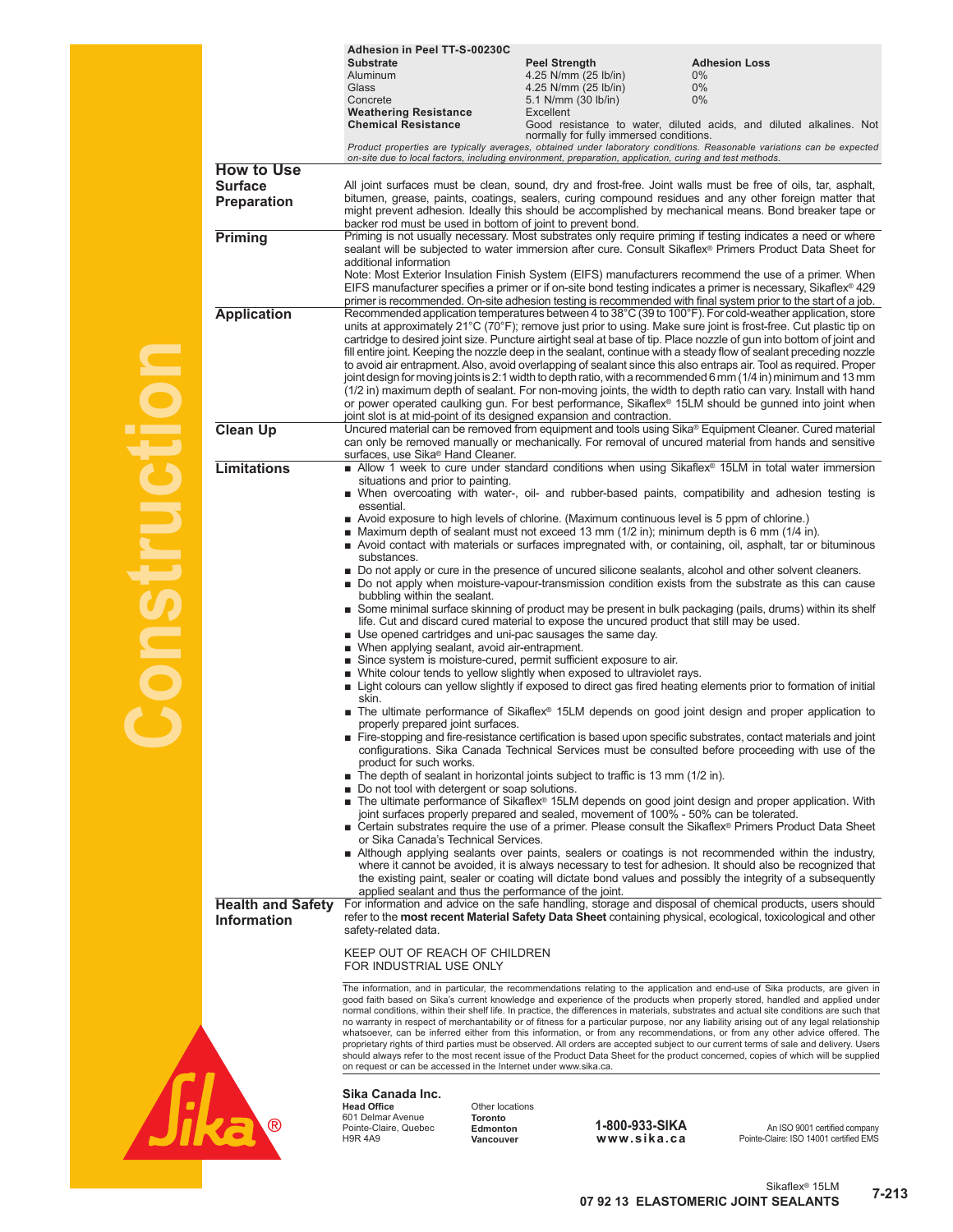| Adhesion in Peel TT-S-00230C | | |
|---|---|---|
| **Substrate** | **Peel Strength** | **Adhesion Loss** |
| Aluminum | 4.25 N/mm (25 lb/in) | 0% |
| Glass | 4.25 N/mm (25 lb/in) | 0% |
| Concrete | 5.1 N/mm (30 lb/in) | 0% |
| **Weathering Resistance** | Excellent | |
| **Chemical Resistance** | Good resistance to water, diluted acids, and diluted alkalines. Not normally for fully immersed conditions. | |

*Product properties are typically averages, obtained under laboratory conditions. Reasonable variations can be expected on-site due to local factors, including environment, preparation, application, curing and test methods.*

## How to Use

### Surface Preparation

All joint surfaces must be clean, sound, dry and frost-free. Joint walls must be free of oils, tar, asphalt, bitumen, grease, paints, coatings, sealers, curing compound residues and any other foreign matter that might prevent adhesion. Ideally this should be accomplished by mechanical means. Bond breaker tape or backer rod must be used in bottom of joint to prevent bond.

### Priming

Priming is not usually necessary. Most substrates only require priming if testing indicates a need or where sealant will be subjected to water immersion after cure. Consult Sikaflex® Primers Product Data Sheet for additional information

Note: Most Exterior Insulation Finish System (EIFS) manufacturers recommend the use of a primer. When EIFS manufacturer specifies a primer or if on-site bond testing indicates a primer is necessary, Sikaflex® 429 primer is recommended. On-site adhesion testing is recommended with final system prior to the start of a job.

### Application

Recommended application temperatures between 4 to 38°C (39 to 100°F). For cold-weather application, store units at approximately 21°C (70°F); remove just prior to using. Make sure joint is frost-free. Cut plastic tip on cartridge to desired joint size. Puncture airtight seal at base of tip. Place nozzle of gun into bottom of joint and fill entire joint. Keeping the nozzle deep in the sealant, continue with a steady flow of sealant preceding nozzle to avoid air entrapment. Also, avoid overlapping of sealant since this also entraps air. Tool as required. Proper joint design for moving joints is 2:1 width to depth ratio, with a recommended 6 mm (1/4 in) minimum and 13 mm (1/2 in) maximum depth of sealant. For non-moving joints, the width to depth ratio can vary. Install with hand or power operated caulking gun. For best performance, Sikaflex® 15LM should be gunned into joint when joint slot is at mid-point of its designed expansion and contraction.

### Clean Up

Uncured material can be removed from equipment and tools using Sika® Equipment Cleaner. Cured material can only be removed manually or mechanically. For removal of uncured material from hands and sensitive surfaces, use Sika® Hand Cleaner.

### Limitations

- Allow 1 week to cure under standard conditions when using Sikaflex® 15LM in total water immersion situations and prior to painting.
- When overcoating with water-, oil- and rubber-based paints, compatibility and adhesion testing is essential.
- Avoid exposure to high levels of chlorine. (Maximum continuous level is 5 ppm of chlorine.)
- Maximum depth of sealant must not exceed 13 mm (1/2 in); minimum depth is 6 mm (1/4 in).
- Avoid contact with materials or surfaces impregnated with, or containing, oil, asphalt, tar or bituminous substances.
- Do not apply or cure in the presence of uncured silicone sealants, alcohol and other solvent cleaners.
- Do not apply when moisture-vapour-transmission condition exists from the substrate as this can cause bubbling within the sealant.
- Some minimal surface skinning of product may be present in bulk packaging (pails, drums) within its shelf life. Cut and discard cured material to expose the uncured product that still may be used.
- Use opened cartridges and uni-pac sausages the same day.
- When applying sealant, avoid air-entrapment.
- Since system is moisture-cured, permit sufficient exposure to air.
- White colour tends to yellow slightly when exposed to ultraviolet rays.
- Light colours can yellow slightly if exposed to direct gas fired heating elements prior to formation of initial skin.
- The ultimate performance of Sikaflex® 15LM depends on good joint design and proper application to properly prepared joint surfaces.
- Fire-stopping and fire-resistance certification is based upon specific substrates, contact materials and joint configurations. Sika Canada Technical Services must be consulted before proceeding with use of the product for such works.
- The depth of sealant in horizontal joints subject to traffic is 13 mm (1/2 in).
- Do not tool with detergent or soap solutions.
- The ultimate performance of Sikaflex® 15LM depends on good joint design and proper application. With joint surfaces properly prepared and sealed, movement of 100% - 50% can be tolerated.
- Certain substrates require the use of a primer. Please consult the Sikaflex® Primers Product Data Sheet or Sika Canada's Technical Services.
- Although applying sealants over paints, sealers or coatings is not recommended within the industry, where it cannot be avoided, it is always necessary to test for adhesion. It should also be recognized that the existing paint, sealer or coating will dictate bond values and possibly the integrity of a subsequently applied sealant and thus the performance of the joint.

### Health and Safety Information

For information and advice on the safe handling, storage and disposal of chemical products, users should refer to the **most recent Material Safety Data Sheet** containing physical, ecological, toxicological and other safety-related data.

KEEP OUT OF REACH OF CHILDREN
FOR INDUSTRIAL USE ONLY

The information, and in particular, the recommendations relating to the application and end-use of Sika products, are given in good faith based on Sika's current knowledge and experience of the products when properly stored, handled and applied under normal conditions, within their shelf life. In practice, the differences in materials, substrates and actual site conditions are such that no warranty in respect of merchantability or of fitness for a particular purpose, nor any liability arising out of any legal relationship whatsoever, can be inferred either from this information, or from any recommendations, or from any other advice offered. The proprietary rights of third parties must be observed. All orders are accepted subject to our current terms of sale and delivery. Users should always refer to the most recent issue of the Product Data Sheet for the product concerned, copies of which will be supplied on request or can be accessed in the Internet under www.sika.ca.

**Sika Canada Inc.**
**Head Office**
601 Delmar Avenue
Pointe-Claire, Quebec
H9R 4A9

Other locations
**Toronto**
**Edmonton**
**Vancouver**

**1-800-933-SIKA**
**www.sika.ca**

An ISO 9001 certified company
Pointe-Claire: ISO 14001 certified EMS

Sikaflex® 15LM
**07 92 13 ELASTOMERIC JOINT SEALANTS**